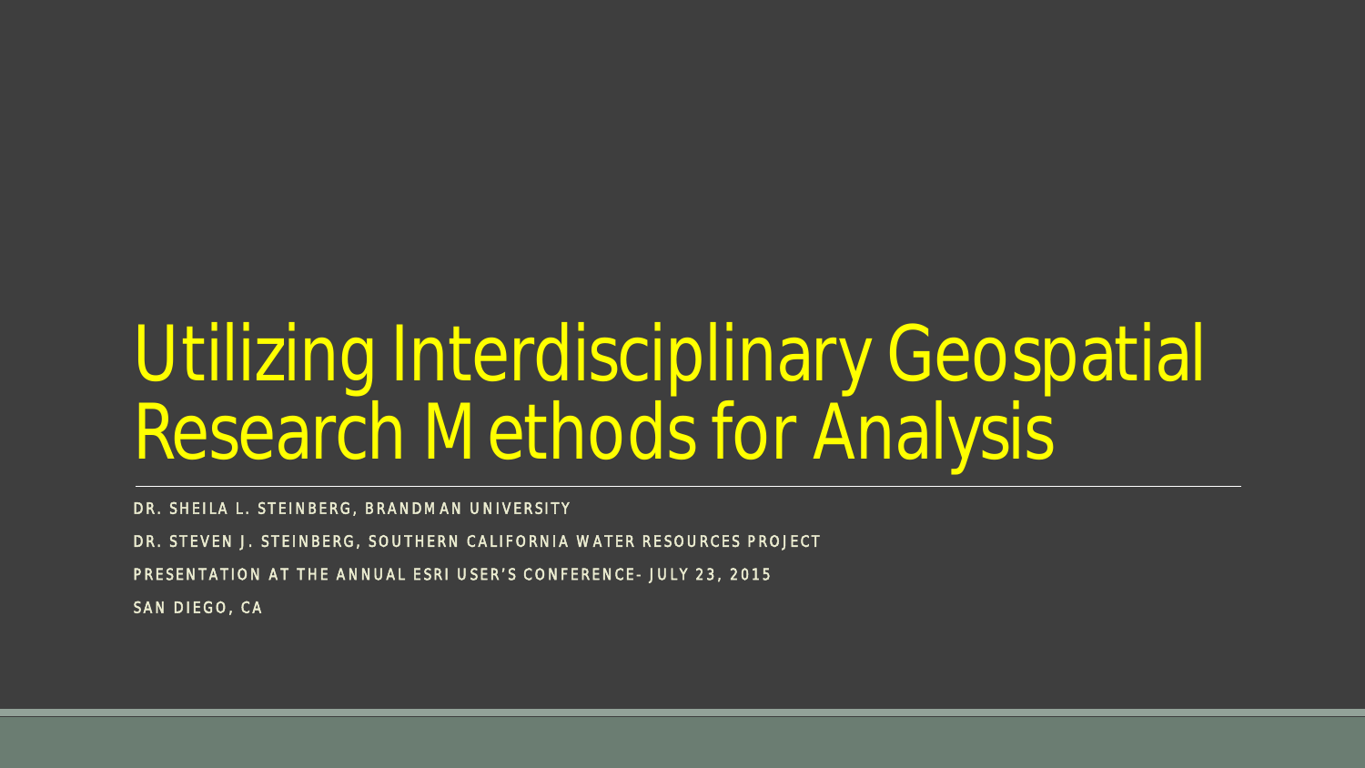# Utilizing Interdisciplinary Geospatial Research Methods for Analysis

DR. SHEILA L. STEINBERG, BRANDMAN UNIVERSITY

DR. STEVEN J. STEINBERG, SOUTHERN CALIFORNIA WATER RESOURCES PROJECT

PRESENTATION AT THE ANNUAL ESRI USER'S CONFERENCE- JULY 23, 2015

SAN DIEGO, CA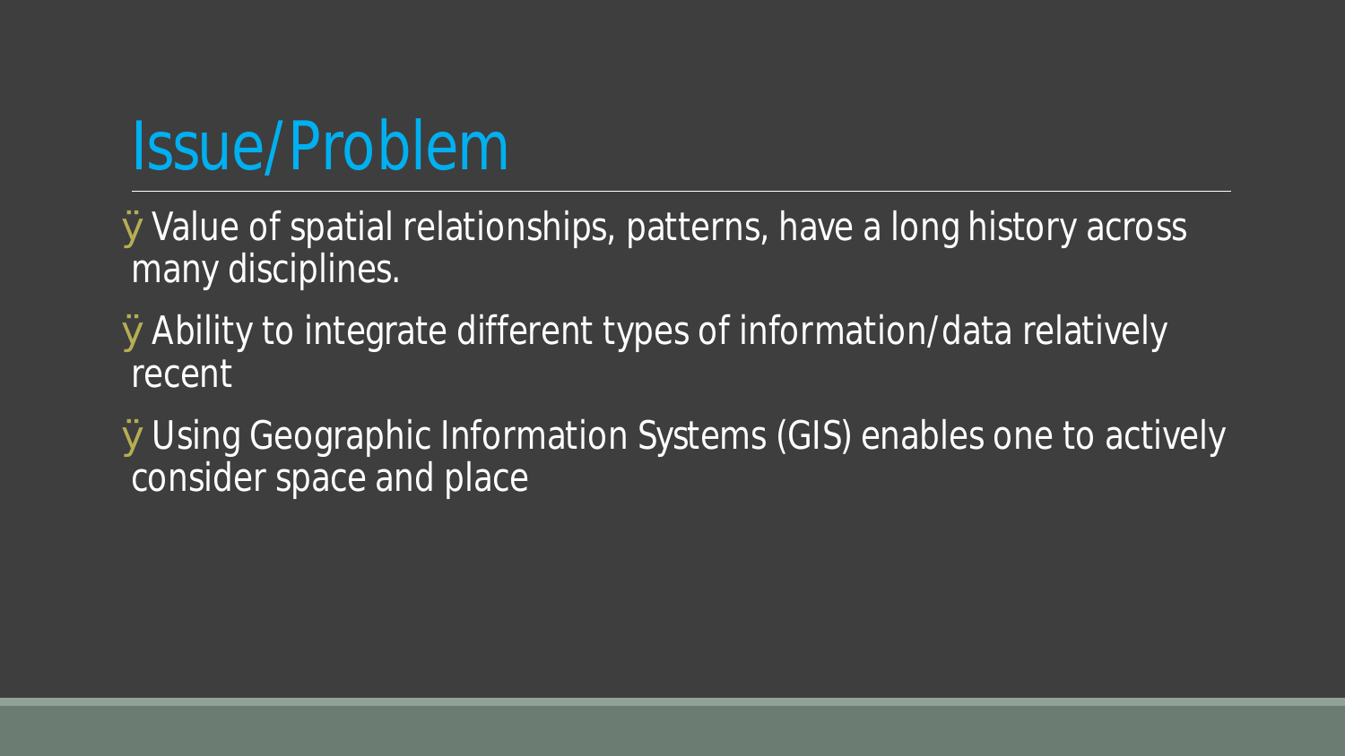# Issue/Problem

- Value of spatial relationships, patterns, have a long history across many disciplines.
- Ability to integrate different types of information/data relatively recent
- Using Geographic Information Systems (GIS) enables one to actively consider space and place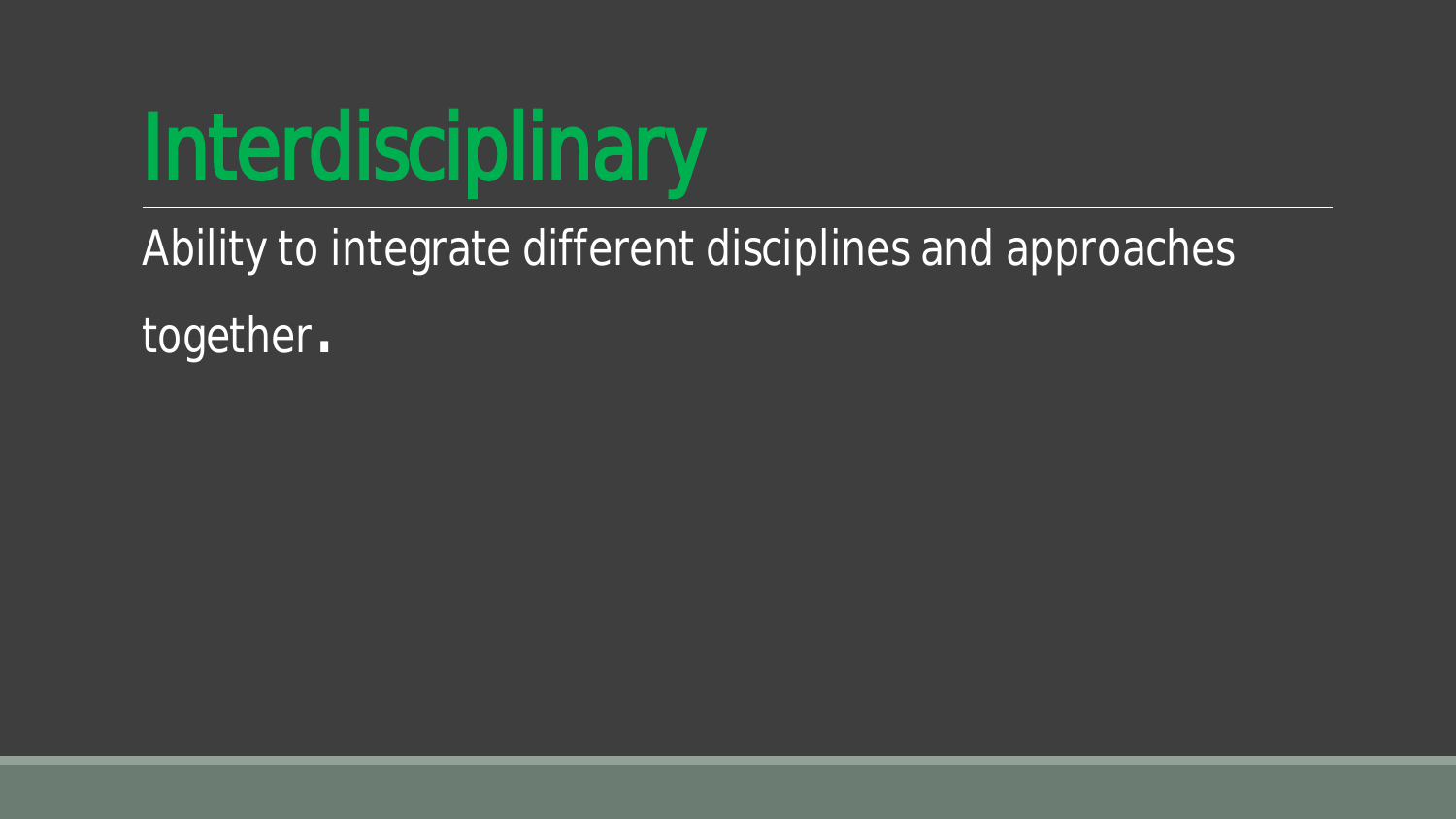# Interdisciplinary

Ability to integrate different disciplines and approaches together.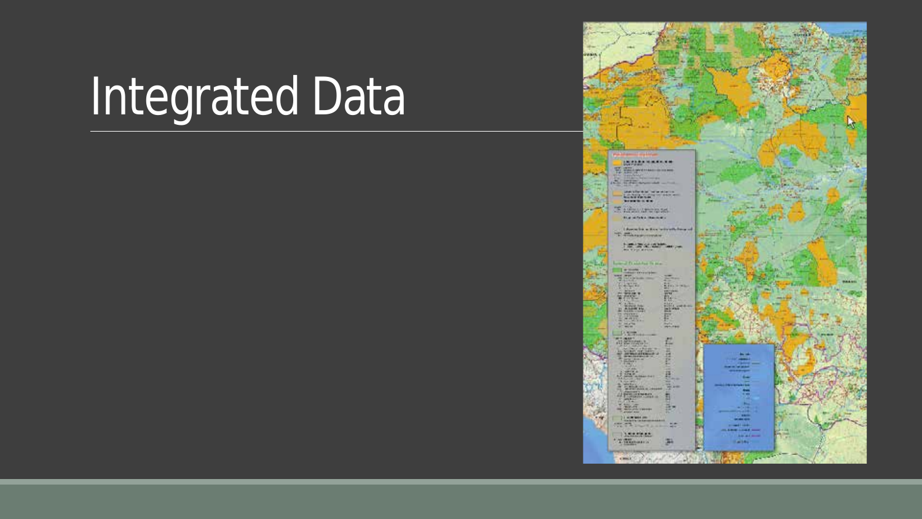# Integrated Data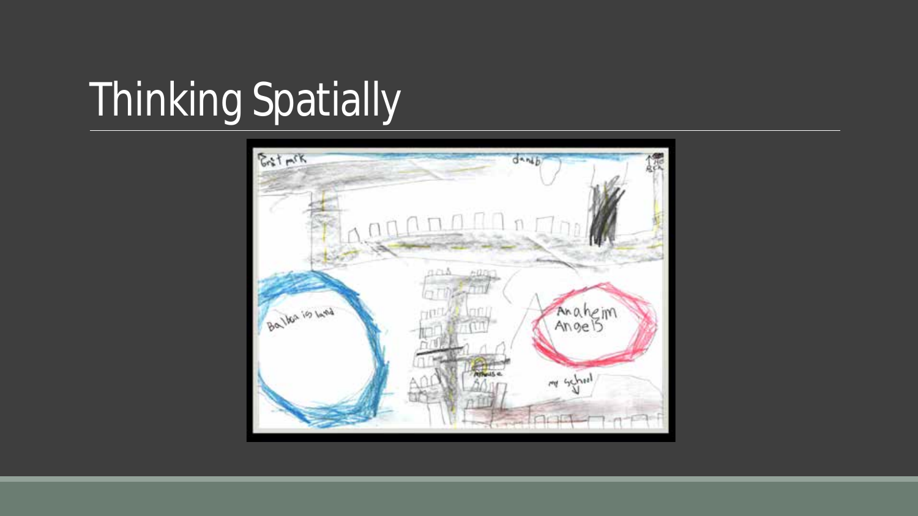# Thinking Spatially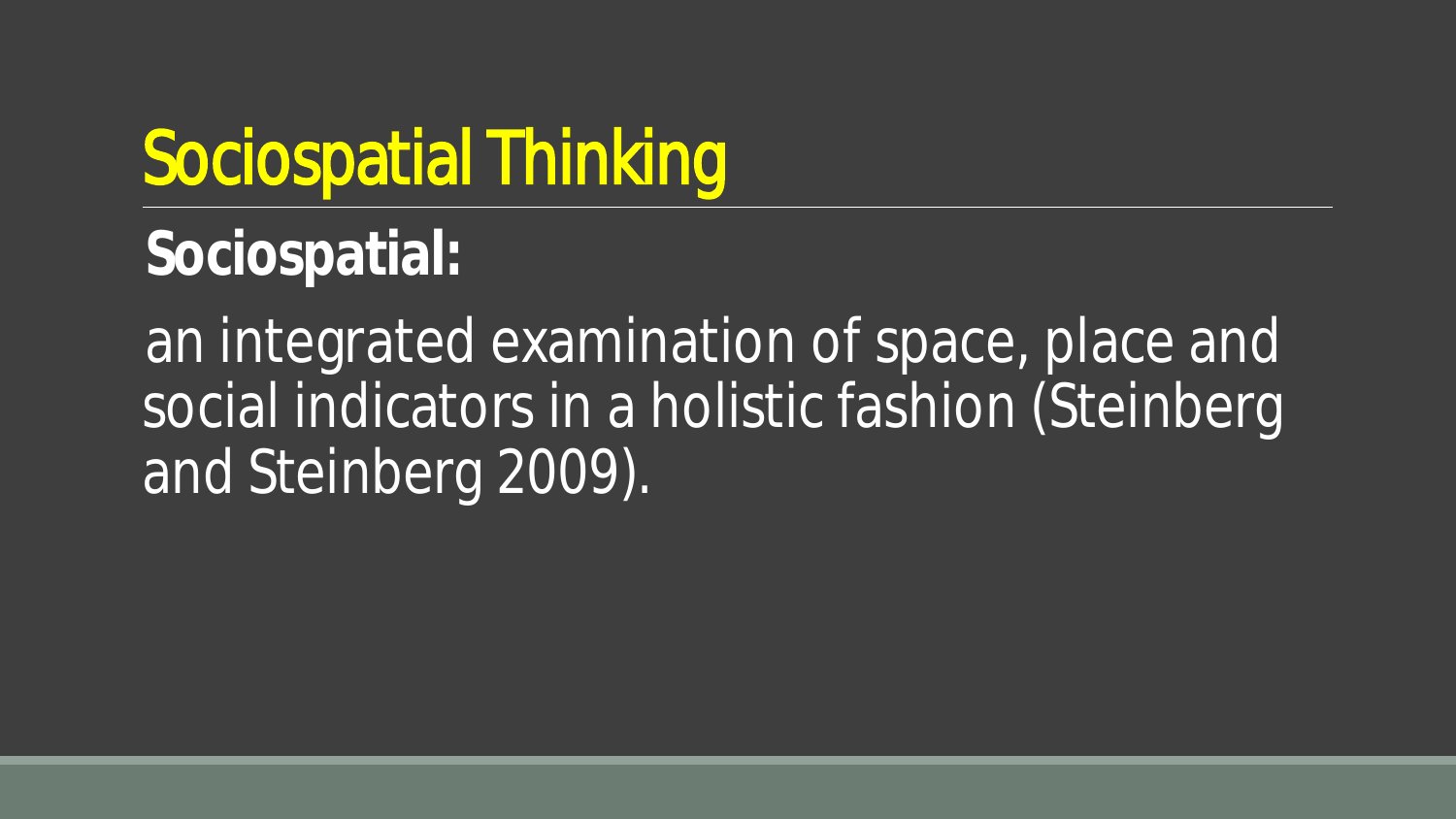# Sociospatial Thinking

**Sociospatial:**

an integrated examination of space, place and social indicators in a holistic fashion (Steinberg and Steinberg 2009).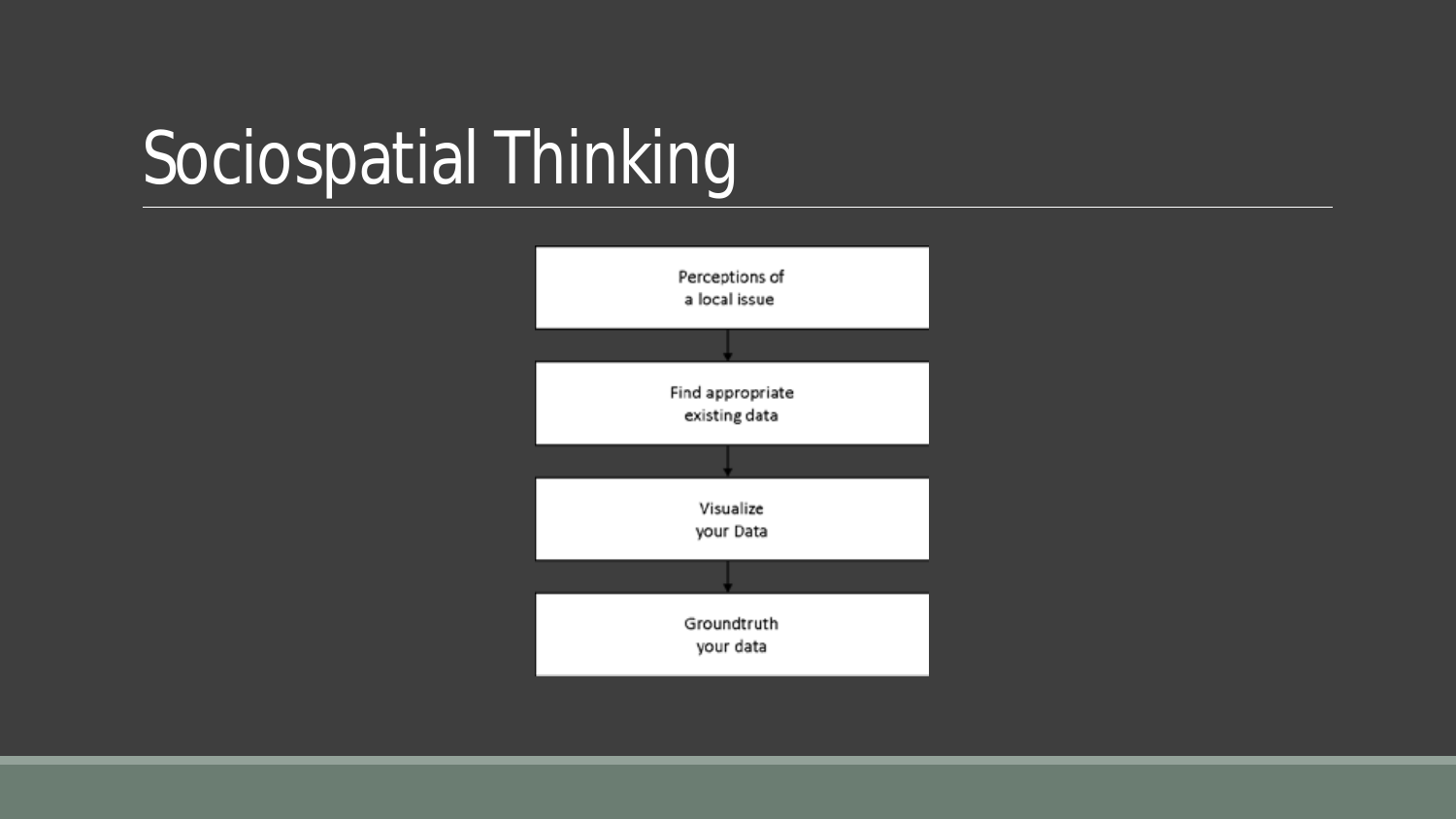# Sociospatial Thinking

Perceptions of a local issue

↓

Find appropriate existing data

↓

Visualize your Data

↓

Groundtruth your data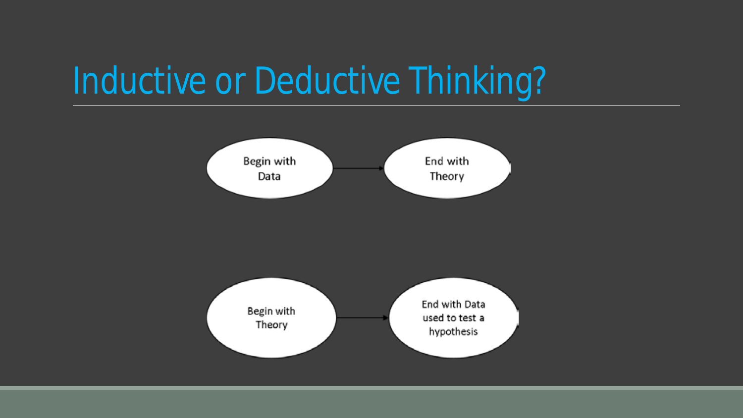# Inductive or Deductive Thinking?

Begin with Data → End with Theory

Begin with Theory → End with Data used to test a hypothesis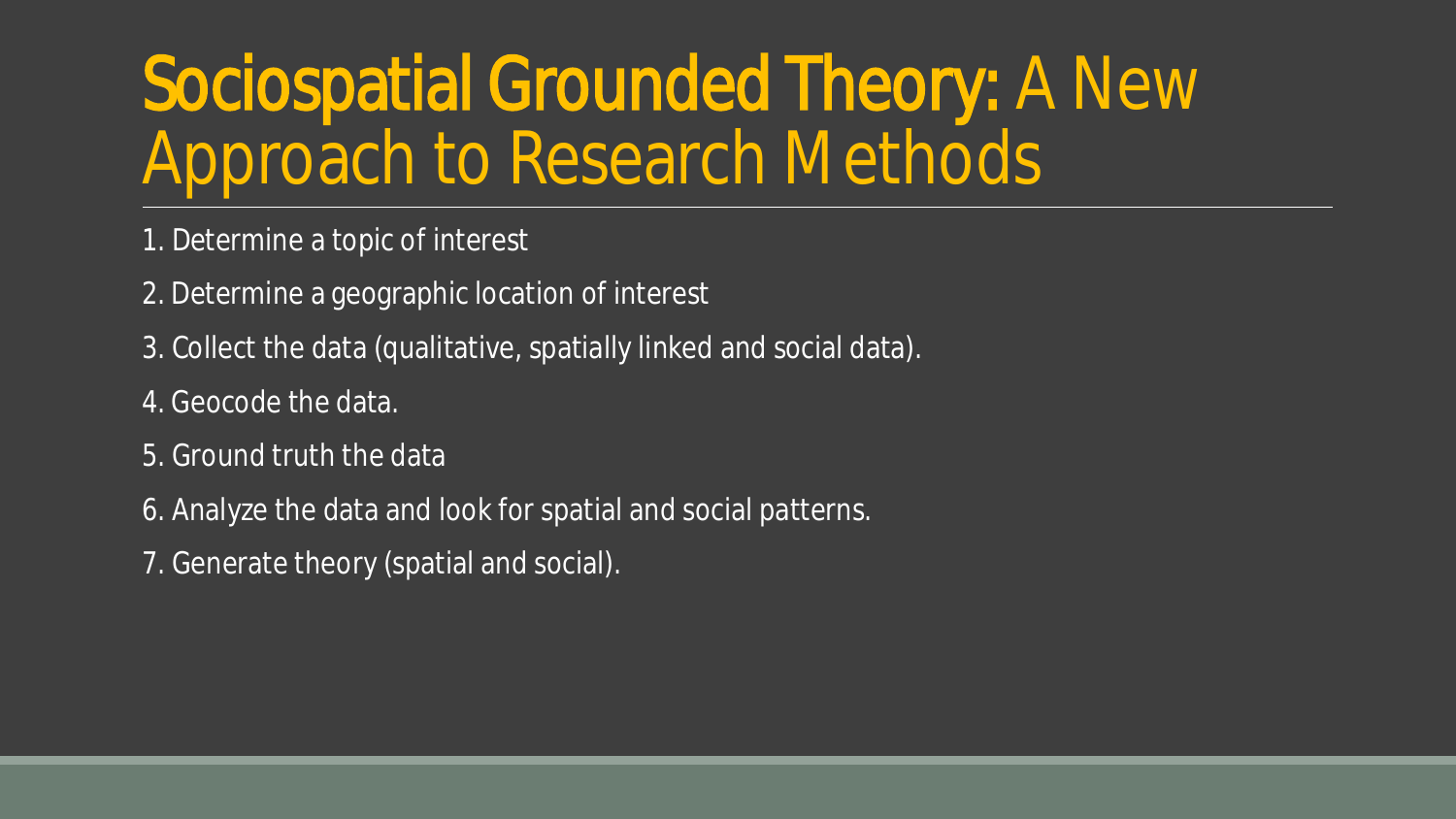# Sociospatial Grounded Theory: A New Approach to Research Methods

1. Determine a topic of interest
2. Determine a geographic location of interest
3. Collect the data (qualitative, spatially linked and social data).
4. Geocode the data.
5. Ground truth the data
6. Analyze the data and look for spatial and social patterns.
7. Generate theory (spatial and social).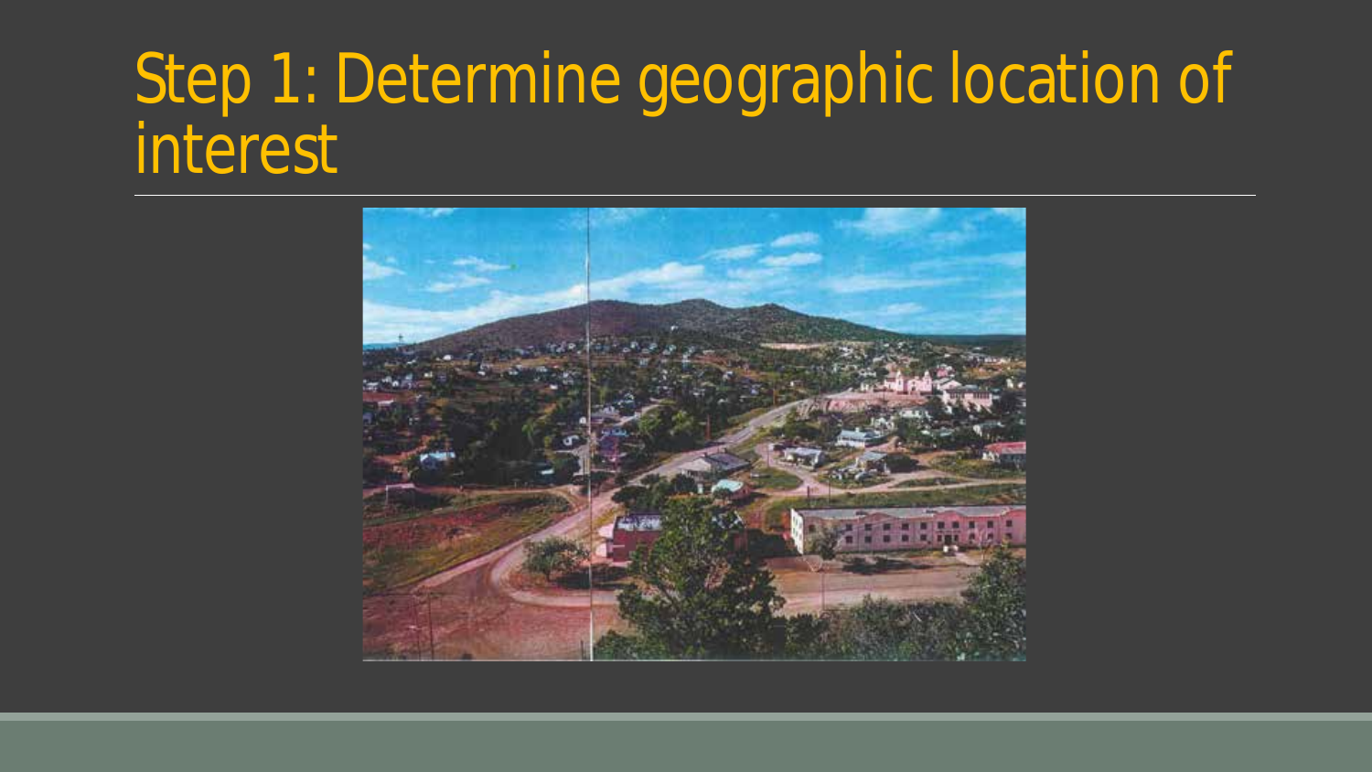# Step 1: Determine geographic location of interest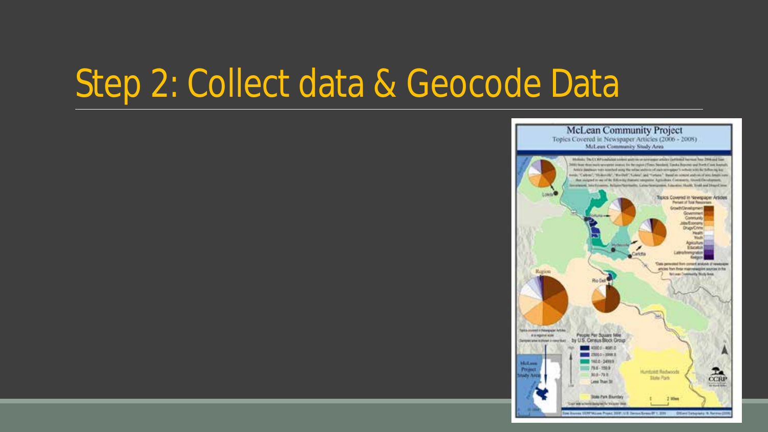# Step 2: Collect data & Geocode Data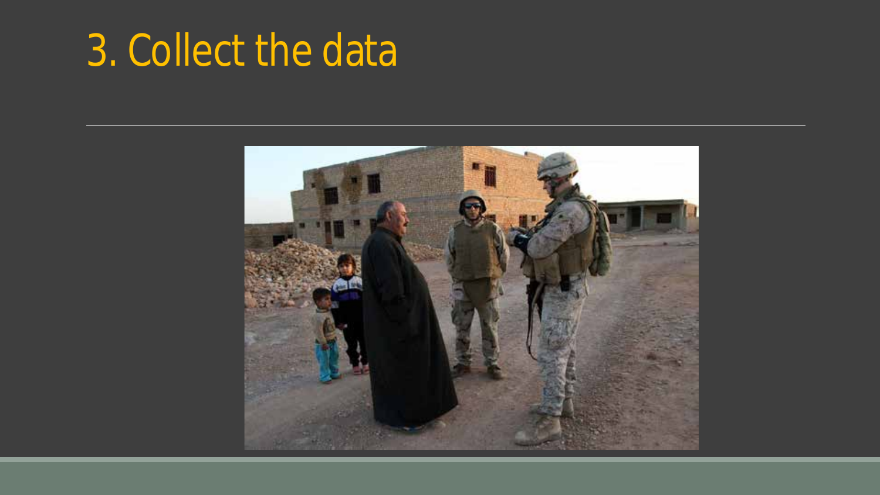# 3. Collect the data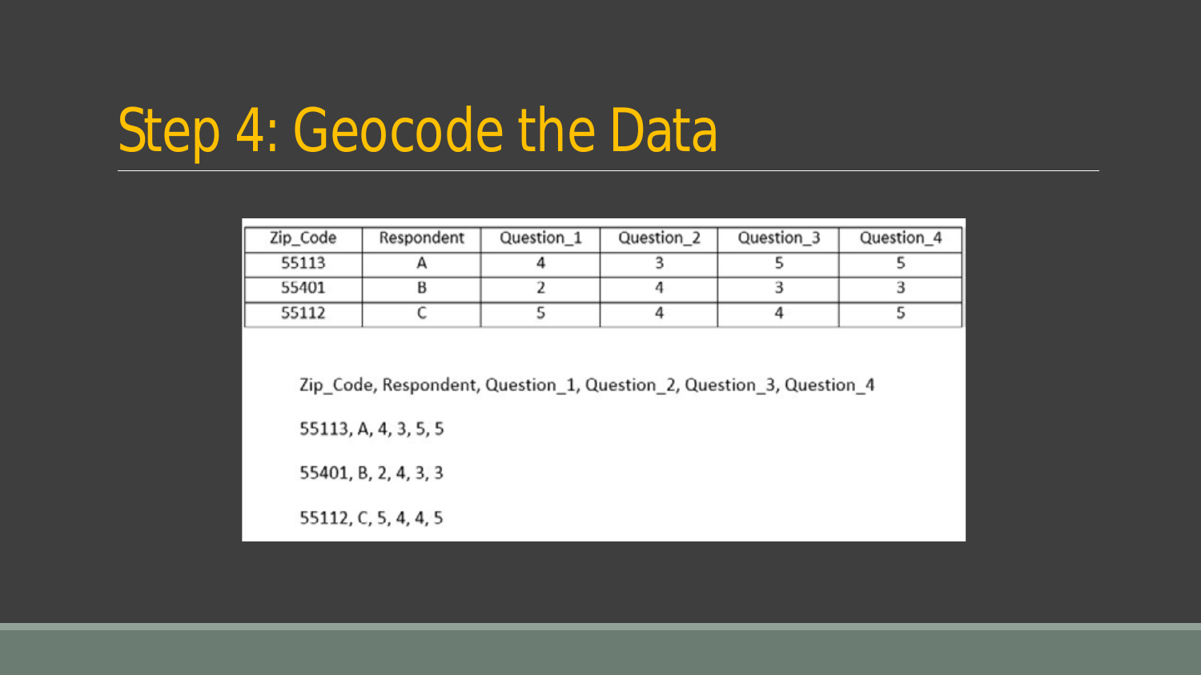# Step 4: Geocode the Data

| Zip_Code | Respondent | Question_1 | Question_2 | Question_3 | Question_4 |
|---|---|---|---|---|---|
| 55113 | A | 4 | 3 | 5 | 5 |
| 55401 | B | 2 | 4 | 3 | 3 |
| 55112 | C | 5 | 4 | 4 | 5 |

Zip_Code, Respondent, Question_1, Question_2, Question_3, Question_4

55113, A, 4, 3, 5, 5

55401, B, 2, 4, 3, 3

55112, C, 5, 4, 4, 5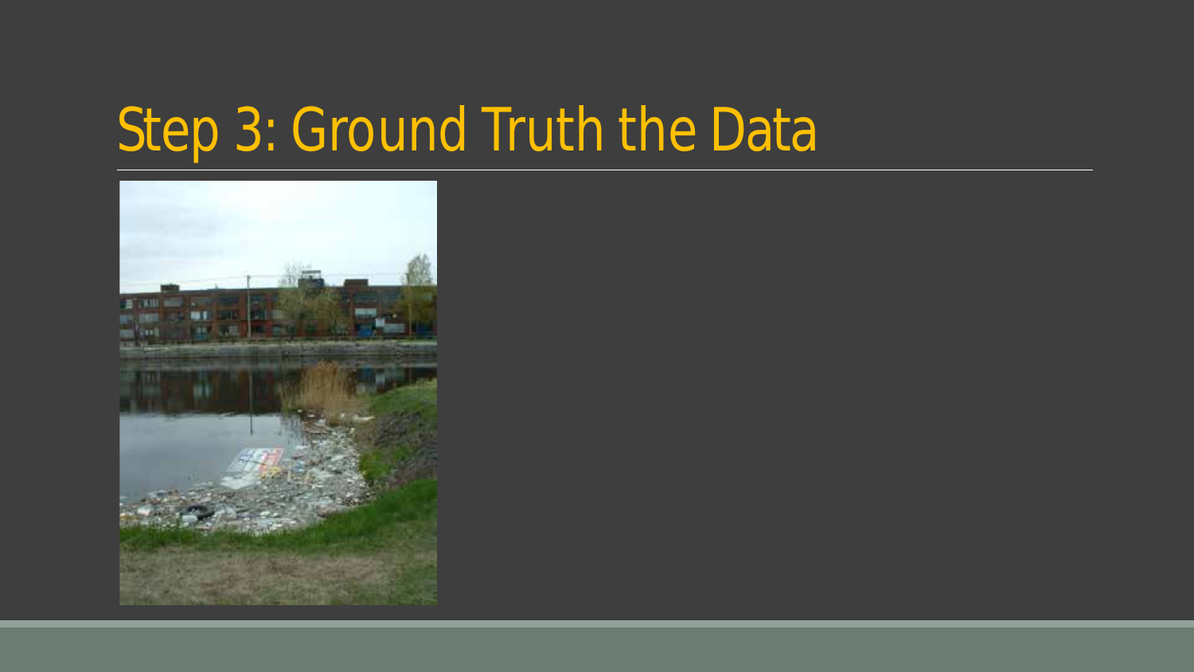# Step 3: Ground Truth the Data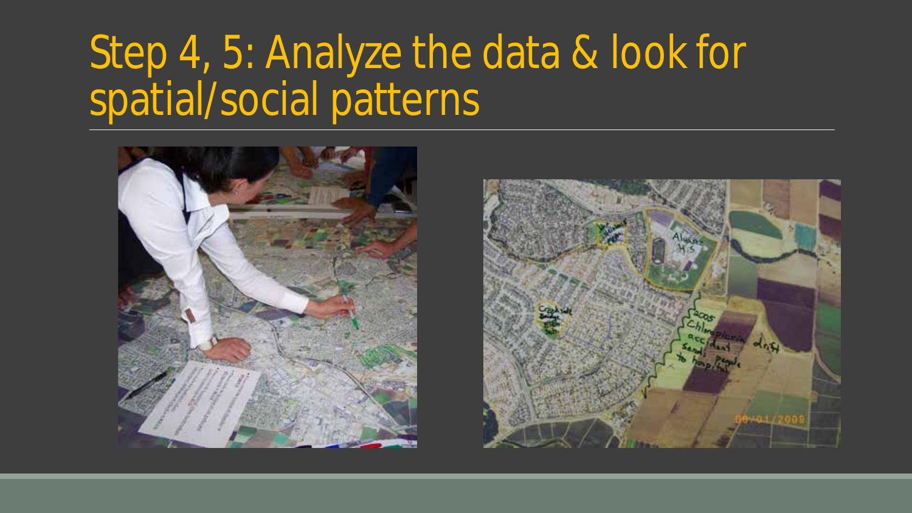# Step 4, 5: Analyze the data & look for spatial/social patterns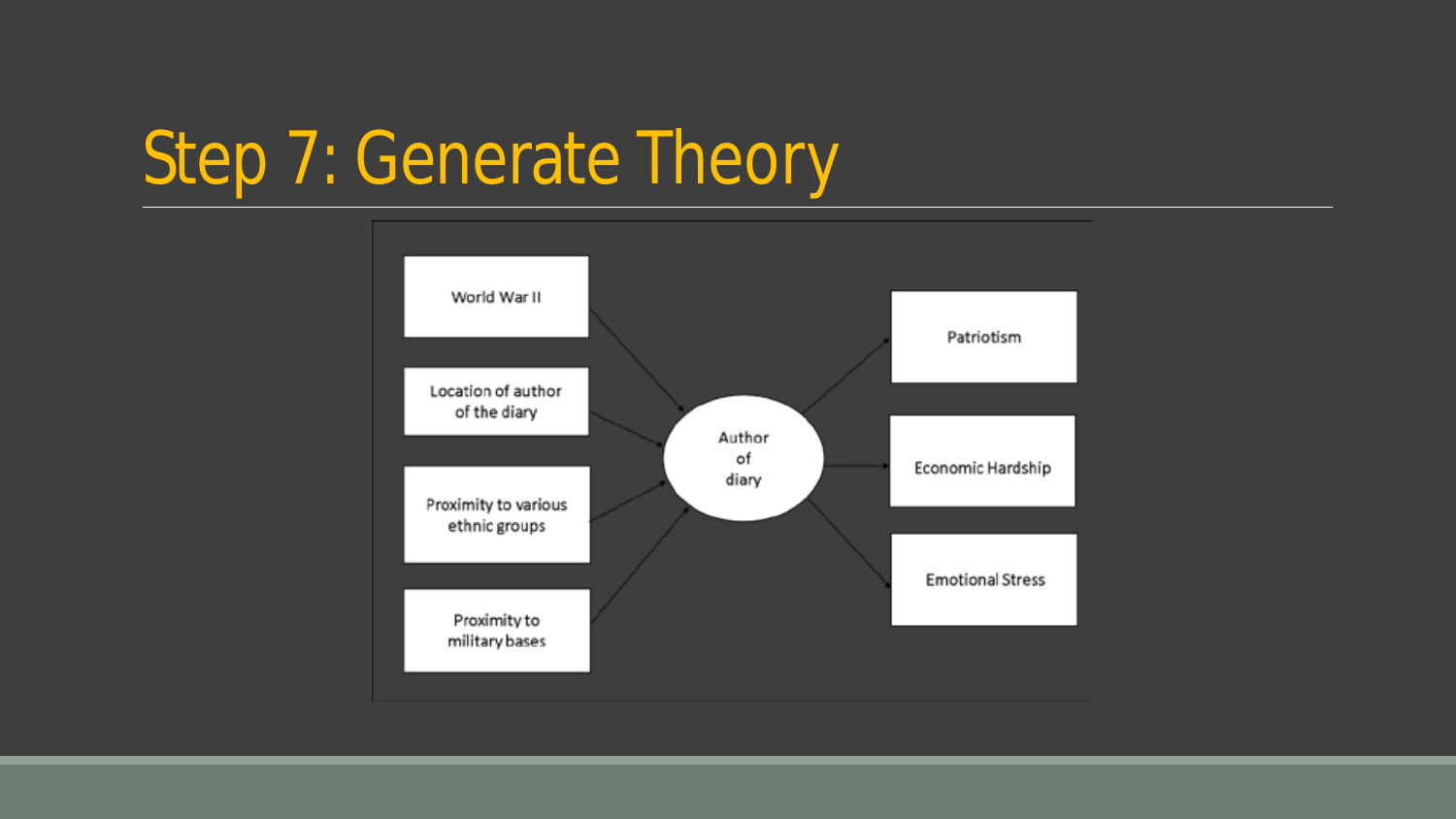# Step 7: Generate Theory

World War II

Location of author of the diary

Proximity to various ethnic groups

Proximity to military bases

Author of diary

Patriotism

Economic Hardship

Emotional Stress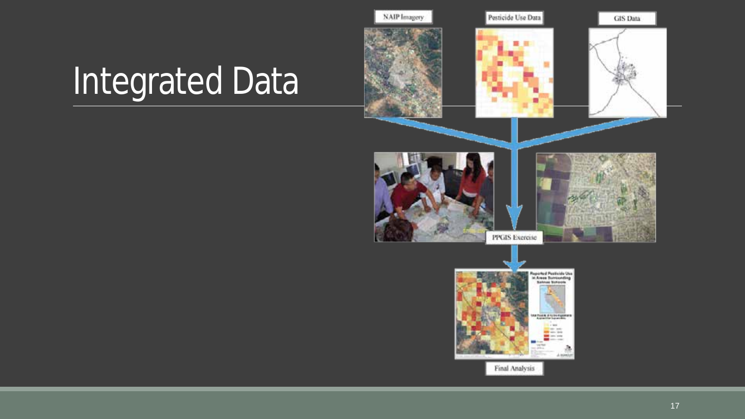# Integrated Data

NAIP Imagery

Pesticide Use Data

GIS Data

PPGIS Exercise

Final Analysis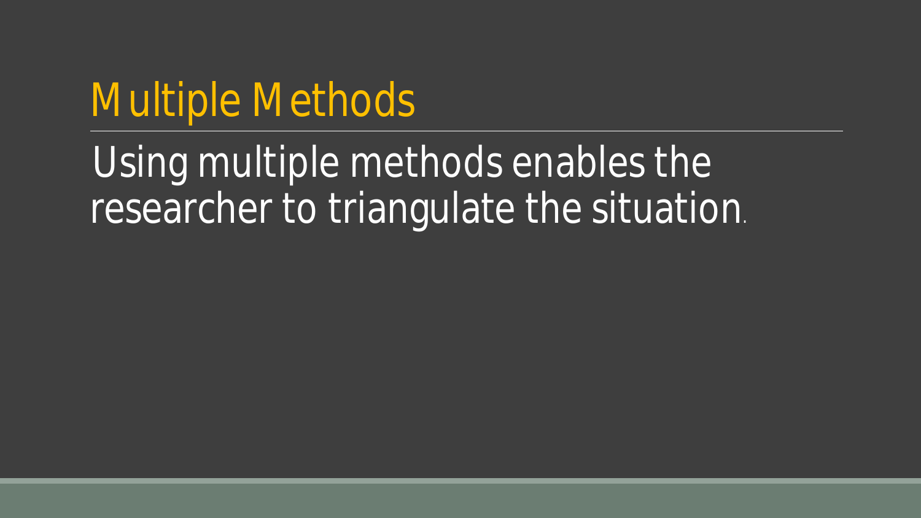# Multiple Methods

Using multiple methods enables the researcher to triangulate the situation.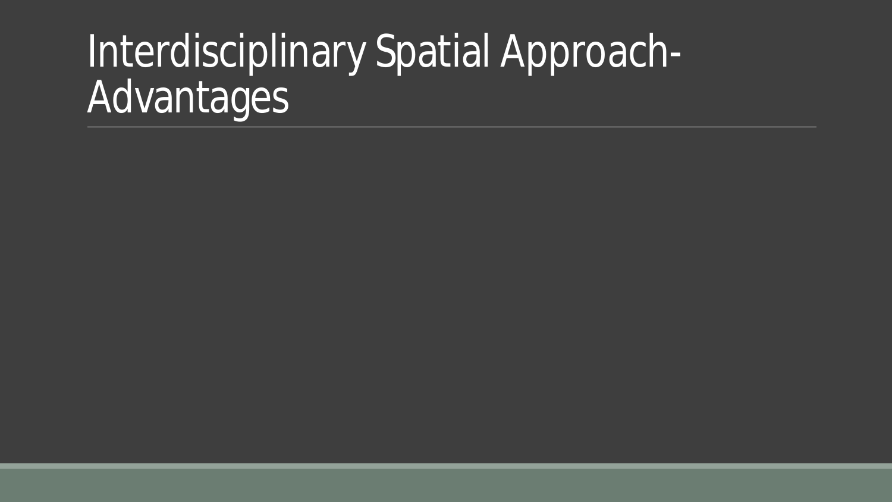# Interdisciplinary Spatial Approach- Advantages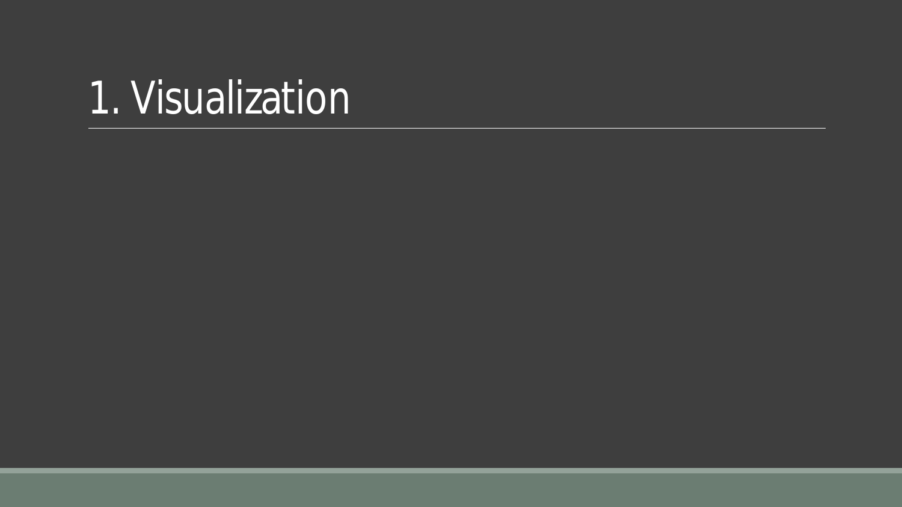# 1. Visualization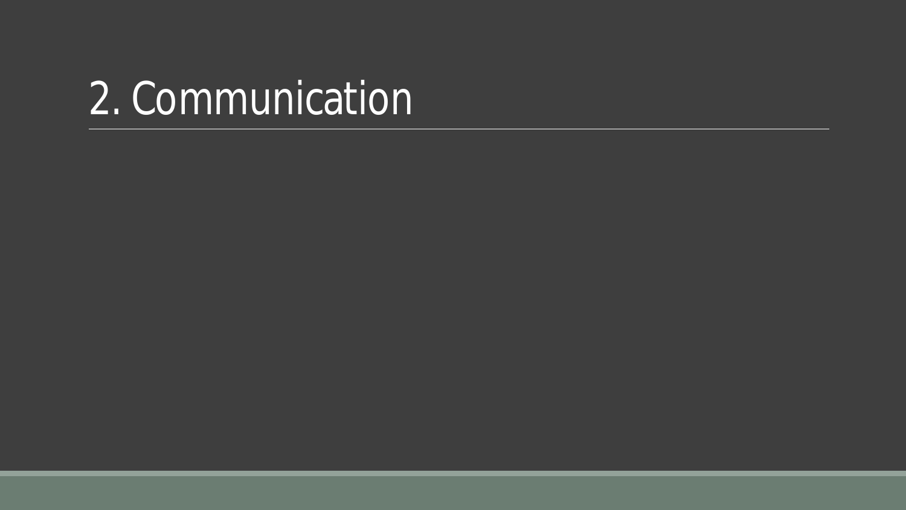# 2. Communication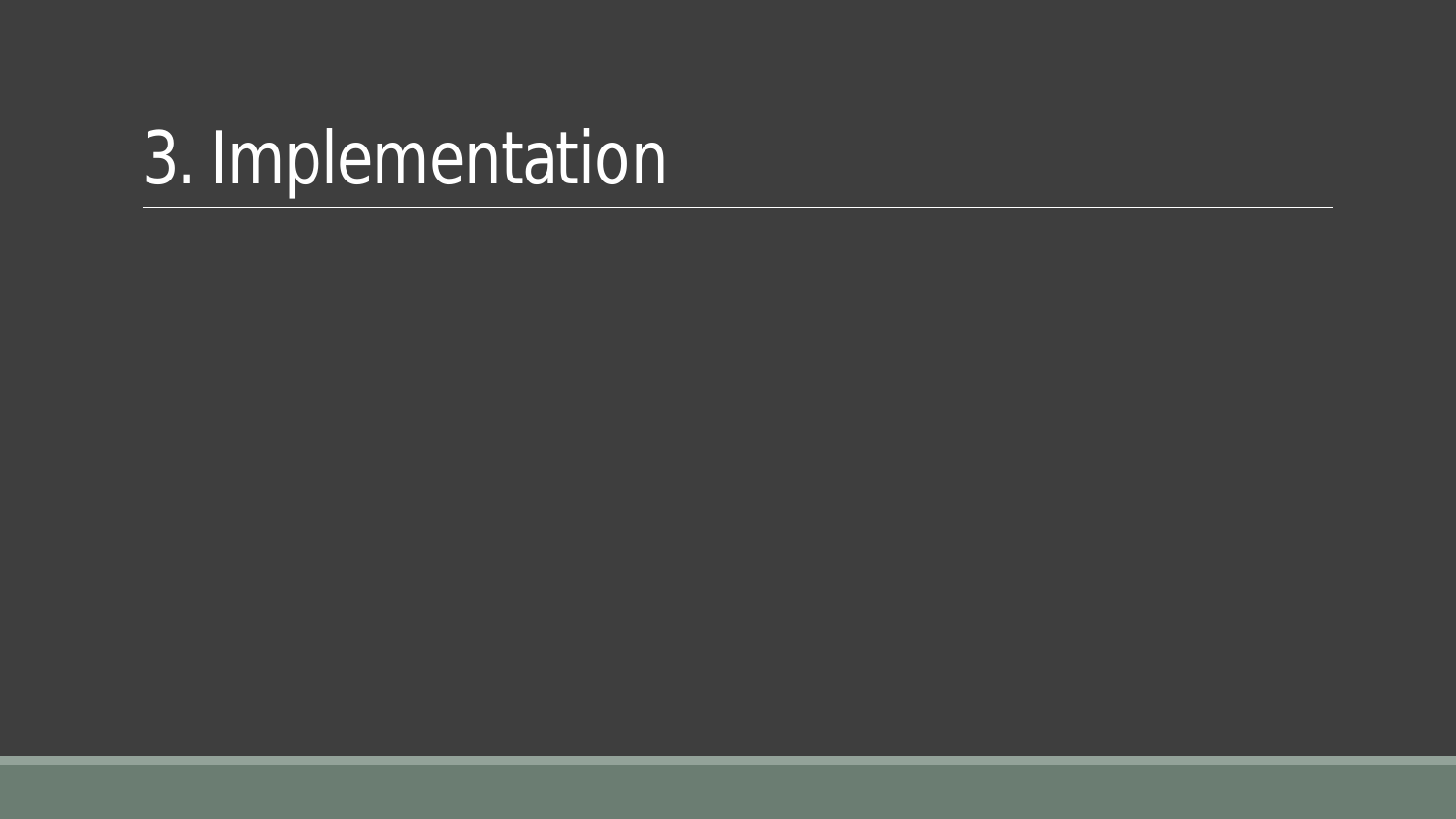# 3. Implementation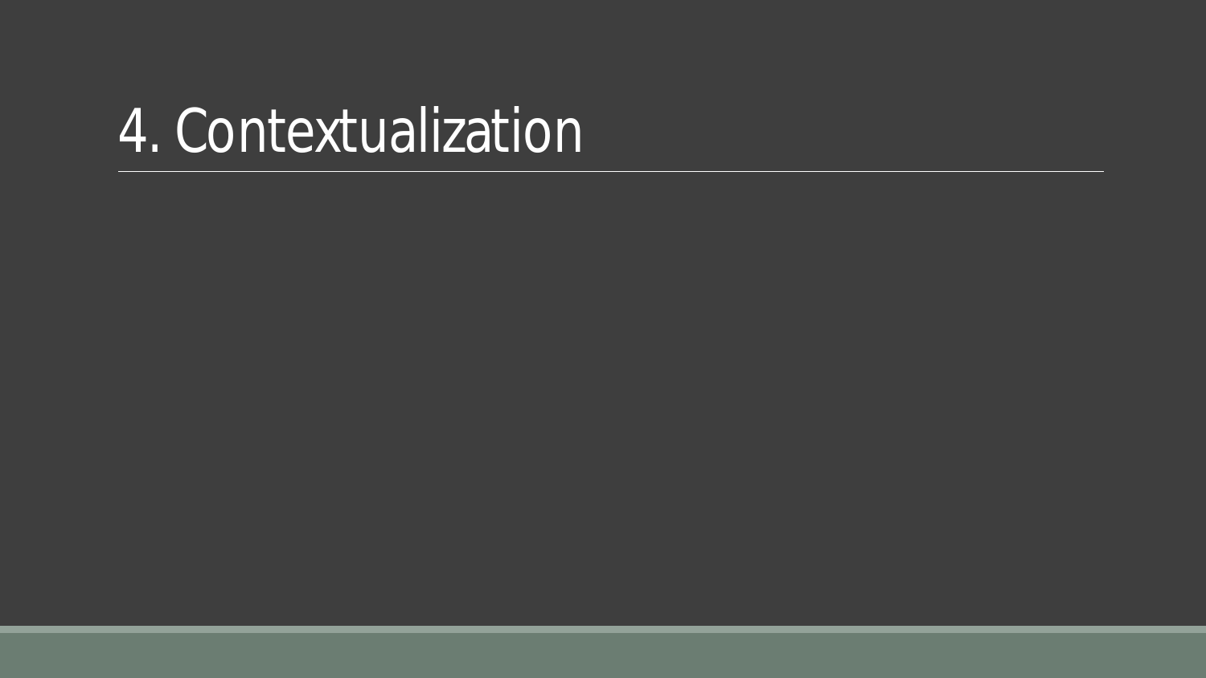# 4. Contextualization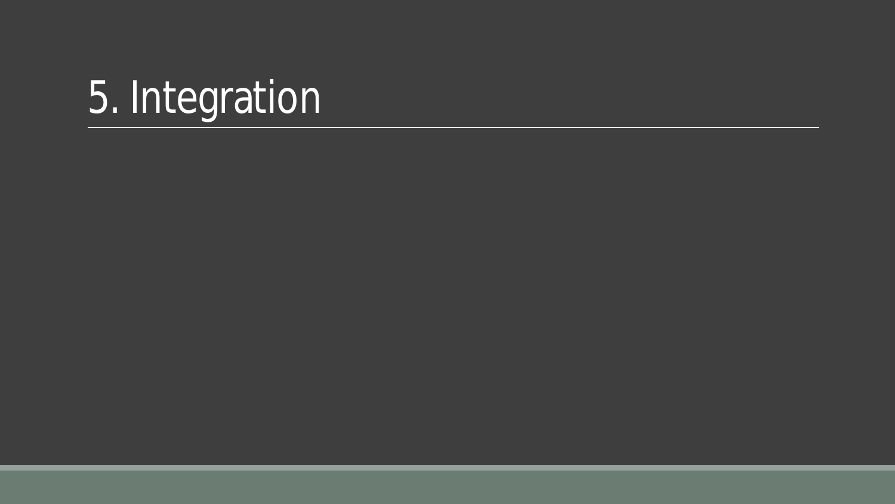# 5. Integration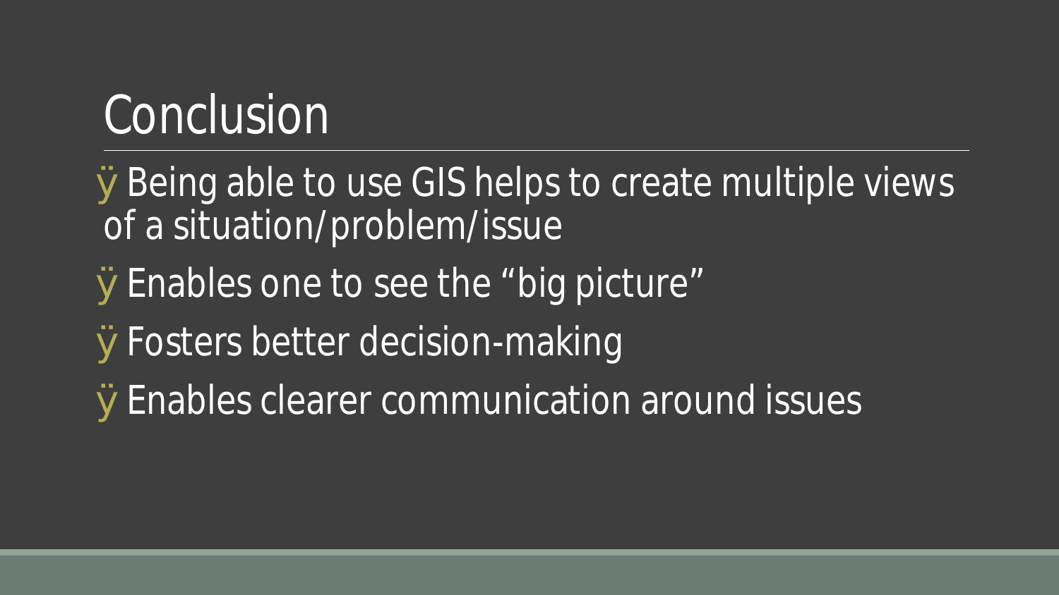# Conclusion

- Being able to use GIS helps to create multiple views of a situation/problem/issue
- Enables one to see the "big picture"
- Fosters better decision-making
- Enables clearer communication around issues